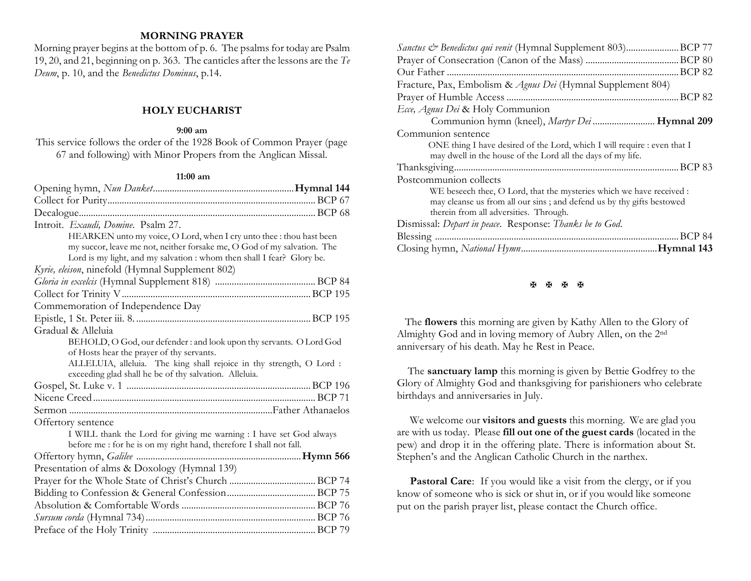## MORNING PRAYER

Morning prayer begins at the bottom of p. 6. The psalms for today are Psalm 19, 20, and 21, beginning on p. 363. The canticles after the lessons are the *Te Deum*, p. 10, and the *Benedictus Dominus*, p.14.

## HOLY EUCHARIST

**9:00 am**

This service follows the order of the 1928 Book of Common Prayer (page 67 and following) with Minor Propers from the Anglican Missal.

**11:00 am**

Opening hymn, *Nun Danket* .......... **Hymnal 144**
Collect for Purity .......... BCP 67
Decalogue .......... BCP 68
Introit. *Exaudi, Domine*. Psalm 27.

> HEARKEN unto my voice, O Lord, when I cry unto thee : thou hast been my succor, leave me not, neither forsake me, O God of my salvation. The Lord is my light, and my salvation : whom then shall I fear? Glory be.

*Kyrie, eleison*, ninefold (Hymnal Supplement 802)
*Gloria in excelsis* (Hymnal Supplement 818) .......... BCP 84
Collect for Trinity V .......... BCP 195
Commemoration of Independence Day
Epistle, 1 St. Peter iii. 8. .......... BCP 195
Gradual & Alleluia

> BEHOLD, O God, our defender : and look upon thy servants. O Lord God of Hosts hear the prayer of thy servants.
> ALLELUIA, alleluia. The king shall rejoice in thy strength, O Lord : exceeding glad shall he be of thy salvation. Alleluia.

Gospel, St. Luke v. 1 .......... BCP 196
Nicene Creed .......... BCP 71
Sermon .......... Father Athanaelos
Offertory sentence

> I WILL thank the Lord for giving me warning : I have set God always before me : for he is on my right hand, therefore I shall not fall.

Offertory hymn, *Galilee* .......... **Hymn 566**
Presentation of alms & Doxology (Hymnal 139)
Prayer for the Whole State of Christ's Church .......... BCP 74
Bidding to Confession & General Confession .......... BCP 75
Absolution & Comfortable Words .......... BCP 76
*Sursum corda* (Hymnal 734) .......... BCP 76
Preface of the Holy Trinity .......... BCP 79
*Sanctus & Benedictus qui venit* (Hymnal Supplement 803) .......... BCP 77
Prayer of Consecration (Canon of the Mass) .......... BCP 80
Our Father .......... BCP 82
Fracture, Pax, Embolism & *Agnus Dei* (Hymnal Supplement 804)
Prayer of Humble Access .......... BCP 82
*Ecce, Agnus Dei* & Holy Communion

> Communion hymn (kneel), *Martyr Dei* .......... **Hymnal 209**

Communion sentence

> ONE thing I have desired of the Lord, which I will require : even that I may dwell in the house of the Lord all the days of my life.

Thanksgiving .......... BCP 83
Postcommunion collects

> WE beseech thee, O Lord, that the mysteries which we have received : may cleanse us from all our sins ; and defend us by thy gifts bestowed therein from all adversities. Through.

Dismissal: *Depart in peace*. Response: *Thanks be to God*.
Blessing .......... BCP 84
Closing hymn, *National Hymn* .......... **Hymnal 143**

✠ ✠ ✠ ✠

The **flowers** this morning are given by Kathy Allen to the Glory of Almighty God and in loving memory of Aubry Allen, on the 2nd anniversary of his death. May he Rest in Peace.

The **sanctuary lamp** this morning is given by Bettie Godfrey to the Glory of Almighty God and thanksgiving for parishioners who celebrate birthdays and anniversaries in July.

We welcome our **visitors and guests** this morning. We are glad you are with us today. Please **fill out one of the guest cards** (located in the pew) and drop it in the offering plate. There is information about St. Stephen's and the Anglican Catholic Church in the narthex.

**Pastoral Care**: If you would like a visit from the clergy, or if you know of someone who is sick or shut in, or if you would like someone put on the parish prayer list, please contact the Church office.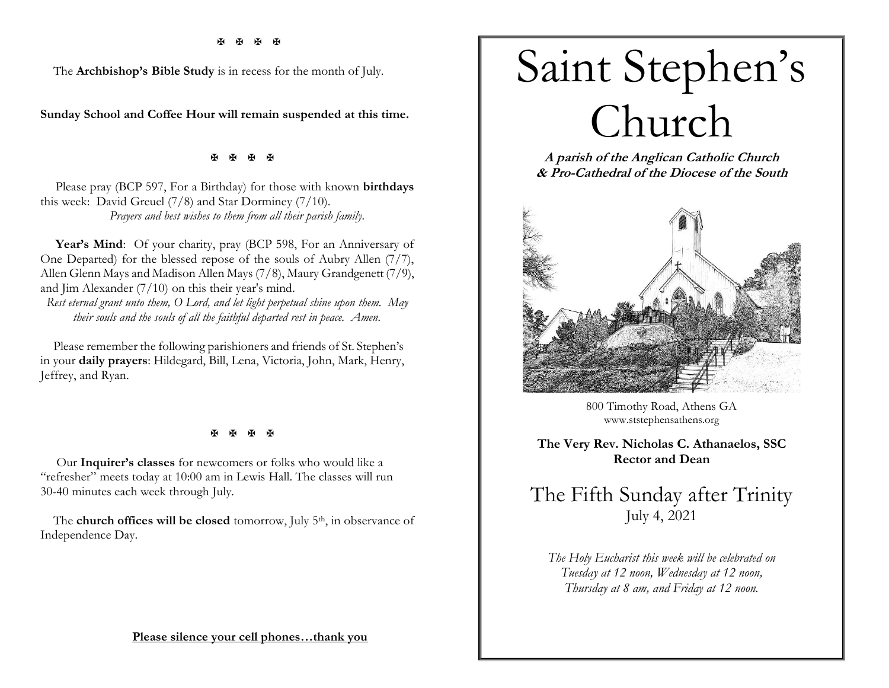✠ ✠ ✠ ✠

The **Archbishop's Bible Study** is in recess for the month of July.

**Sunday School and Coffee Hour will remain suspended at this time.**

✠ ✠ ✠ ✠

Please pray (BCP 597, For a Birthday) for those with known **birthdays** this week: David Greuel (7/8) and Star Dorminey (7/10).

*Prayers and best wishes to them from all their parish family.*

**Year's Mind**: Of your charity, pray (BCP 598, For an Anniversary of One Departed) for the blessed repose of the souls of Aubry Allen (7/7), Allen Glenn Mays and Madison Allen Mays (7/8), Maury Grandgenett (7/9), and Jim Alexander (7/10) on this their year's mind.

*Rest eternal grant unto them, O Lord, and let light perpetual shine upon them. May their souls and the souls of all the faithful departed rest in peace. Amen.*

Please remember the following parishioners and friends of St. Stephen's in your **daily prayers**: Hildegard, Bill, Lena, Victoria, John, Mark, Henry, Jeffrey, and Ryan.

✠ ✠ ✠ ✠

Our **Inquirer's classes** for newcomers or folks who would like a "refresher" meets today at 10:00 am in Lewis Hall. The classes will run 30-40 minutes each week through July.

The **church offices will be closed** tomorrow, July 5th, in observance of Independence Day.

**Please silence your cell phones…thank you**

# Saint Stephen's Church

***A parish of the Anglican Catholic Church & Pro-Cathedral of the Diocese of the South***

800 Timothy Road, Athens GA
www.ststephensathens.org

**The Very Rev. Nicholas C. Athanaelos, SSC**
**Rector and Dean**

## The Fifth Sunday after Trinity
July 4, 2021

*The Holy Eucharist this week will be celebrated on Tuesday at 12 noon, Wednesday at 12 noon, Thursday at 8 am, and Friday at 12 noon.*